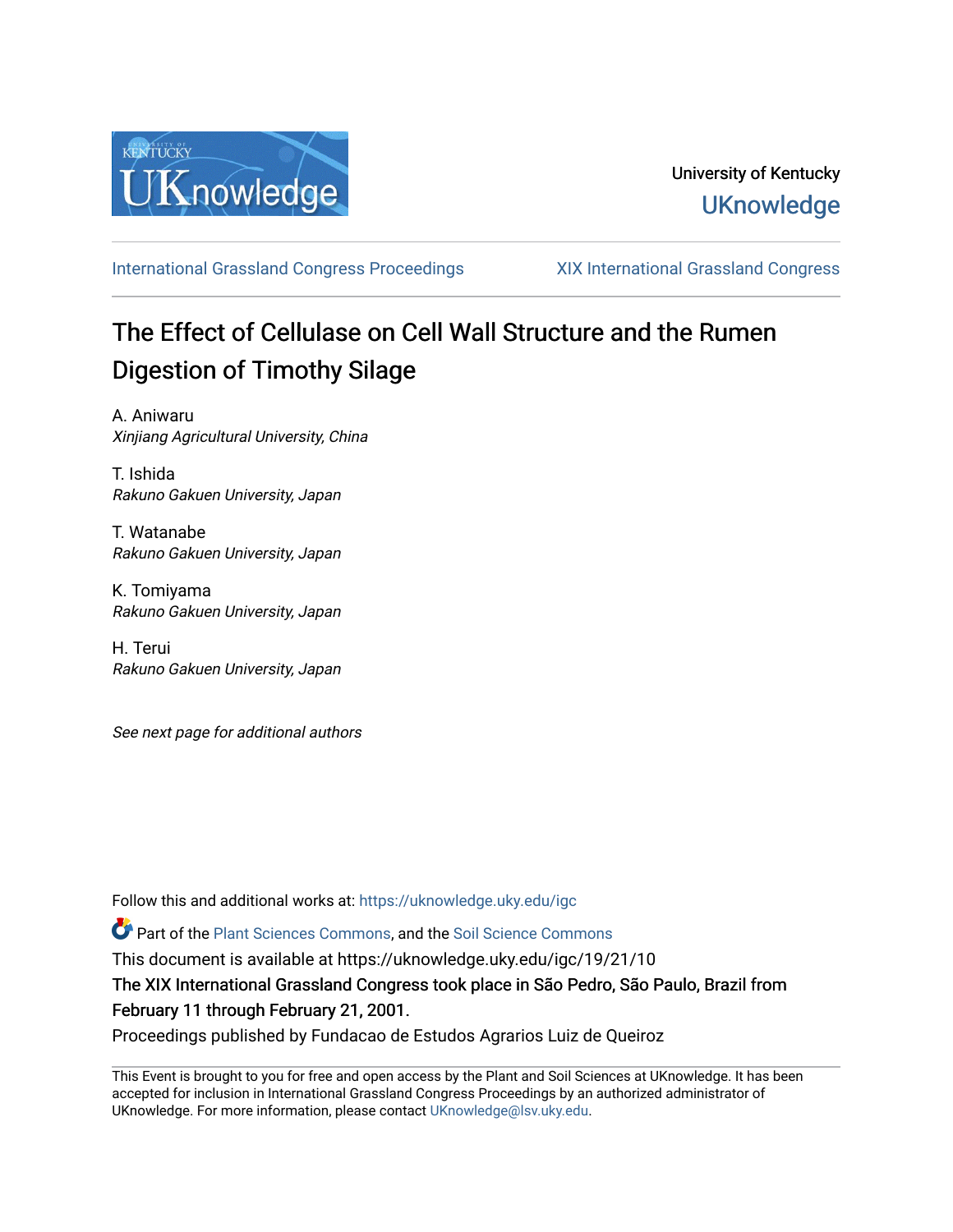University of Kentucky

UKnowledge

International Grassland Congress Proceedings | XIX International Grassland Congress

# The Effect of Cellulase on Cell Wall Structure and the Rumen Digestion of Timothy Silage

A. Aniwaru
*Xinjiang Agricultural University, China*

T. Ishida
*Rakuno Gakuen University, Japan*

T. Watanabe
*Rakuno Gakuen University, Japan*

K. Tomiyama
*Rakuno Gakuen University, Japan*

H. Terui
*Rakuno Gakuen University, Japan*

*See next page for additional authors*

Follow this and additional works at: https://uknowledge.uky.edu/igc

Part of the Plant Sciences Commons, and the Soil Science Commons

This document is available at https://uknowledge.uky.edu/igc/19/21/10

The XIX International Grassland Congress took place in São Pedro, São Paulo, Brazil from February 11 through February 21, 2001.

Proceedings published by Fundacao de Estudos Agrarios Luiz de Queiroz

This Event is brought to you for free and open access by the Plant and Soil Sciences at UKnowledge. It has been accepted for inclusion in International Grassland Congress Proceedings by an authorized administrator of UKnowledge. For more information, please contact UKnowledge@lsv.uky.edu.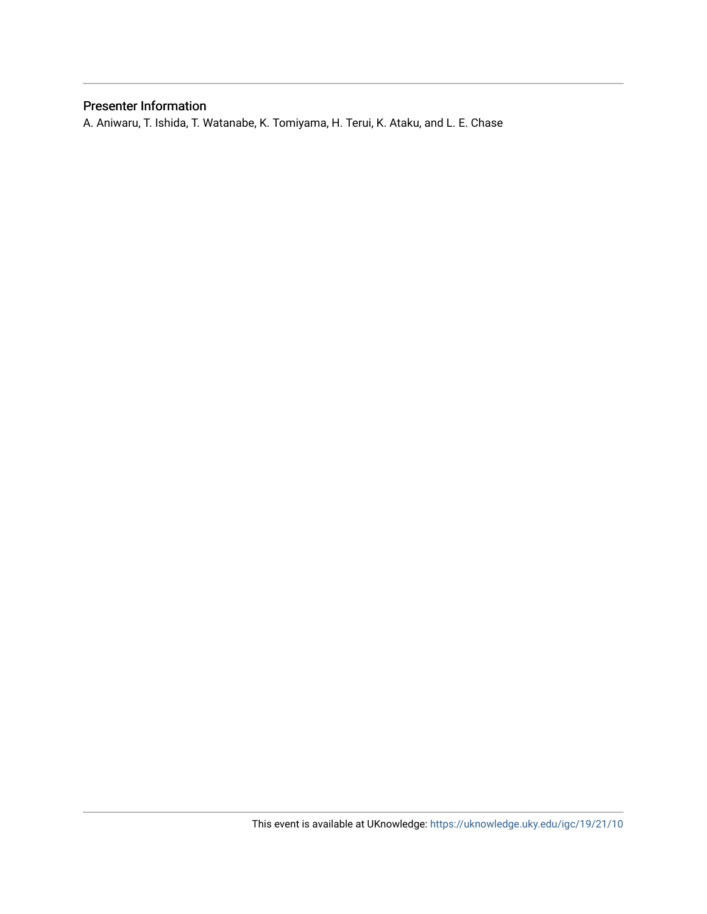## Presenter Information

A. Aniwaru, T. Ishida, T. Watanabe, K. Tomiyama, H. Terui, K. Ataku, and L. E. Chase

This event is available at UKnowledge: https://uknowledge.uky.edu/igc/19/21/10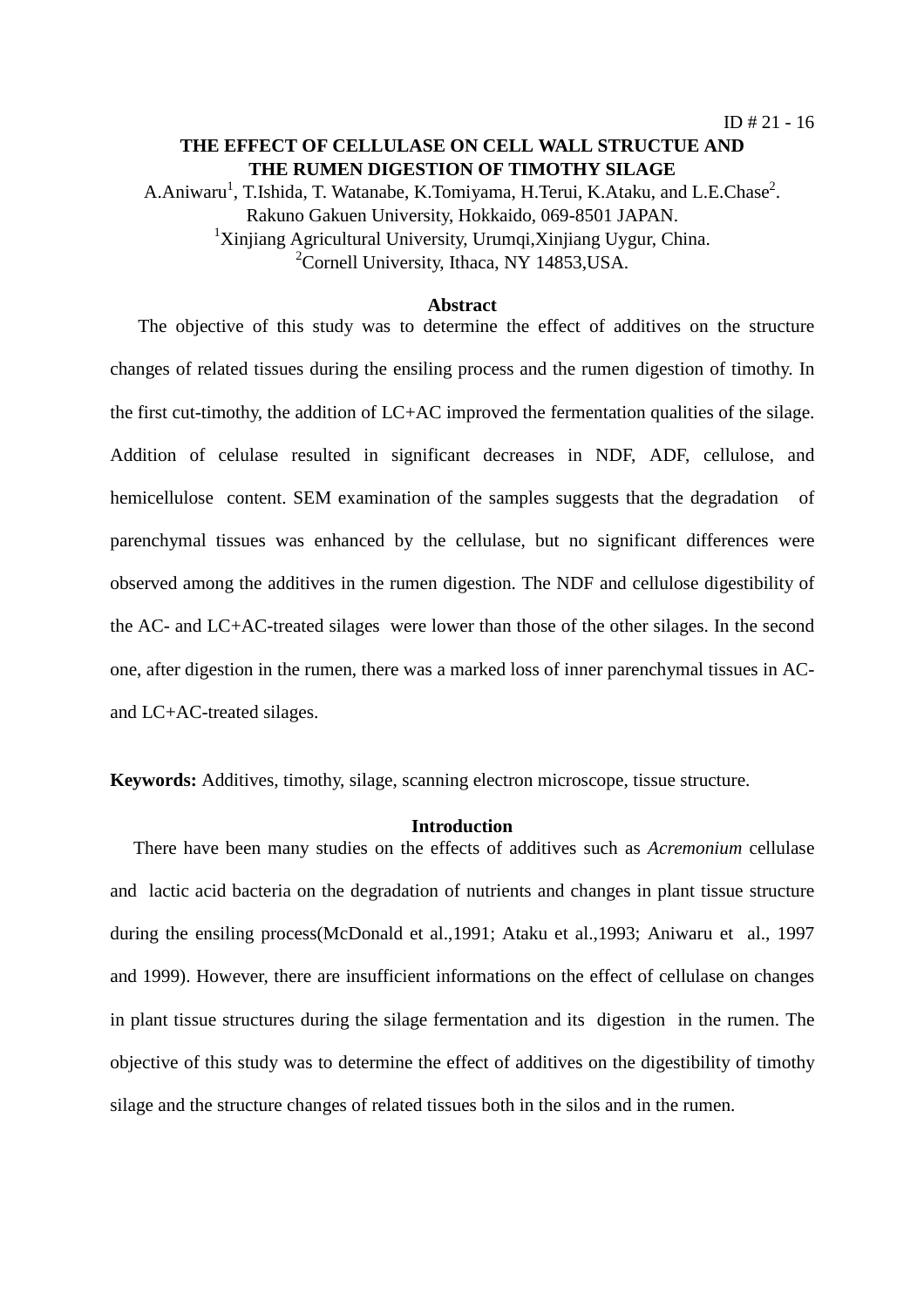ID # 21 - 16

# THE EFFECT OF CELLULASE ON CELL WALL STRUCTUE AND THE RUMEN DIGESTION OF TIMOTHY SILAGE

A.Aniwaru[1], T.Ishida, T. Watanabe, K.Tomiyama, H.Terui, K.Ataku, and L.E.Chase[2].
Rakuno Gakuen University, Hokkaido, 069-8501 JAPAN.
[1]Xinjiang Agricultural University, Urumqi,Xinjiang Uygur, China.
[2]Cornell University, Ithaca, NY 14853,USA.

## Abstract

The objective of this study was to determine the effect of additives on the structure changes of related tissues during the ensiling process and the rumen digestion of timothy. In the first cut-timothy, the addition of LC+AC improved the fermentation qualities of the silage. Addition of celulase resulted in significant decreases in NDF, ADF, cellulose, and hemicellulose content. SEM examination of the samples suggests that the degradation of parenchymal tissues was enhanced by the cellulase, but no significant differences were observed among the additives in the rumen digestion. The NDF and cellulose digestibility of the AC- and LC+AC-treated silages were lower than those of the other silages. In the second one, after digestion in the rumen, there was a marked loss of inner parenchymal tissues in AC- and LC+AC-treated silages.

**Keywords:** Additives, timothy, silage, scanning electron microscope, tissue structure.

## Introduction

There have been many studies on the effects of additives such as *Acremonium* cellulase and lactic acid bacteria on the degradation of nutrients and changes in plant tissue structure during the ensiling process(McDonald et al.,1991; Ataku et al.,1993; Aniwaru et al., 1997 and 1999). However, there are insufficient informations on the effect of cellulase on changes in plant tissue structures during the silage fermentation and its digestion in the rumen. The objective of this study was to determine the effect of additives on the digestibility of timothy silage and the structure changes of related tissues both in the silos and in the rumen.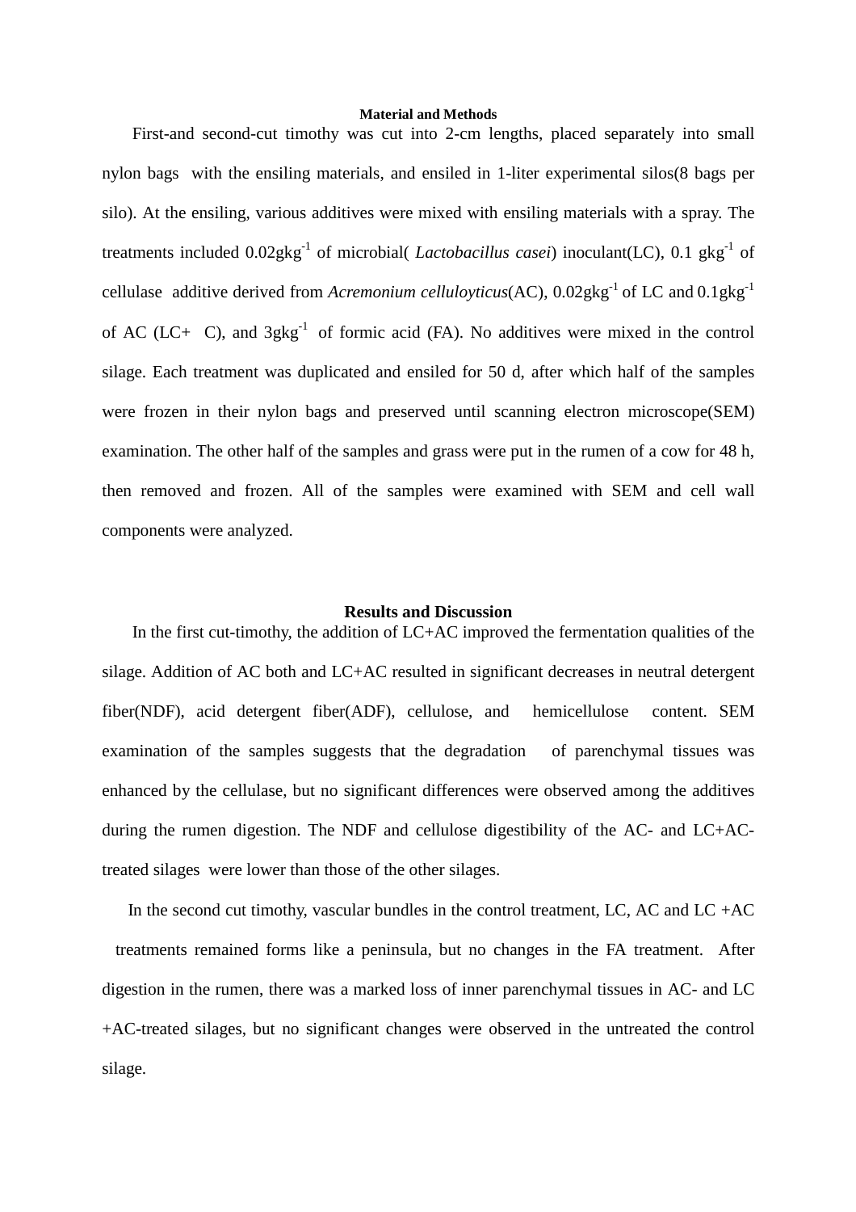## Material and Methods

First-and second-cut timothy was cut into 2-cm lengths, placed separately into small nylon bags with the ensiling materials, and ensiled in 1-liter experimental silos(8 bags per silo). At the ensiling, various additives were mixed with ensiling materials with a spray. The treatments included 0.02gkg$^{-1}$ of microbial( *Lactobacillus casei*) inoculant(LC), 0.1 gkg$^{-1}$ of cellulase additive derived from *Acremonium celluloyticus*(AC), 0.02gkg$^{-1}$ of LC and 0.1gkg$^{-1}$ of AC (LC+ C), and 3gkg$^{-1}$ of formic acid (FA). No additives were mixed in the control silage. Each treatment was duplicated and ensiled for 50 d, after which half of the samples were frozen in their nylon bags and preserved until scanning electron microscope(SEM) examination. The other half of the samples and grass were put in the rumen of a cow for 48 h, then removed and frozen. All of the samples were examined with SEM and cell wall components were analyzed.

## Results and Discussion

In the first cut-timothy, the addition of LC+AC improved the fermentation qualities of the silage. Addition of AC both and LC+AC resulted in significant decreases in neutral detergent fiber(NDF), acid detergent fiber(ADF), cellulose, and hemicellulose content. SEM examination of the samples suggests that the degradation of parenchymal tissues was enhanced by the cellulase, but no significant differences were observed among the additives during the rumen digestion. The NDF and cellulose digestibility of the AC- and LC+AC-treated silages were lower than those of the other silages.

In the second cut timothy, vascular bundles in the control treatment, LC, AC and LC +AC treatments remained forms like a peninsula, but no changes in the FA treatment. After digestion in the rumen, there was a marked loss of inner parenchymal tissues in AC- and LC +AC-treated silages, but no significant changes were observed in the untreated the control silage.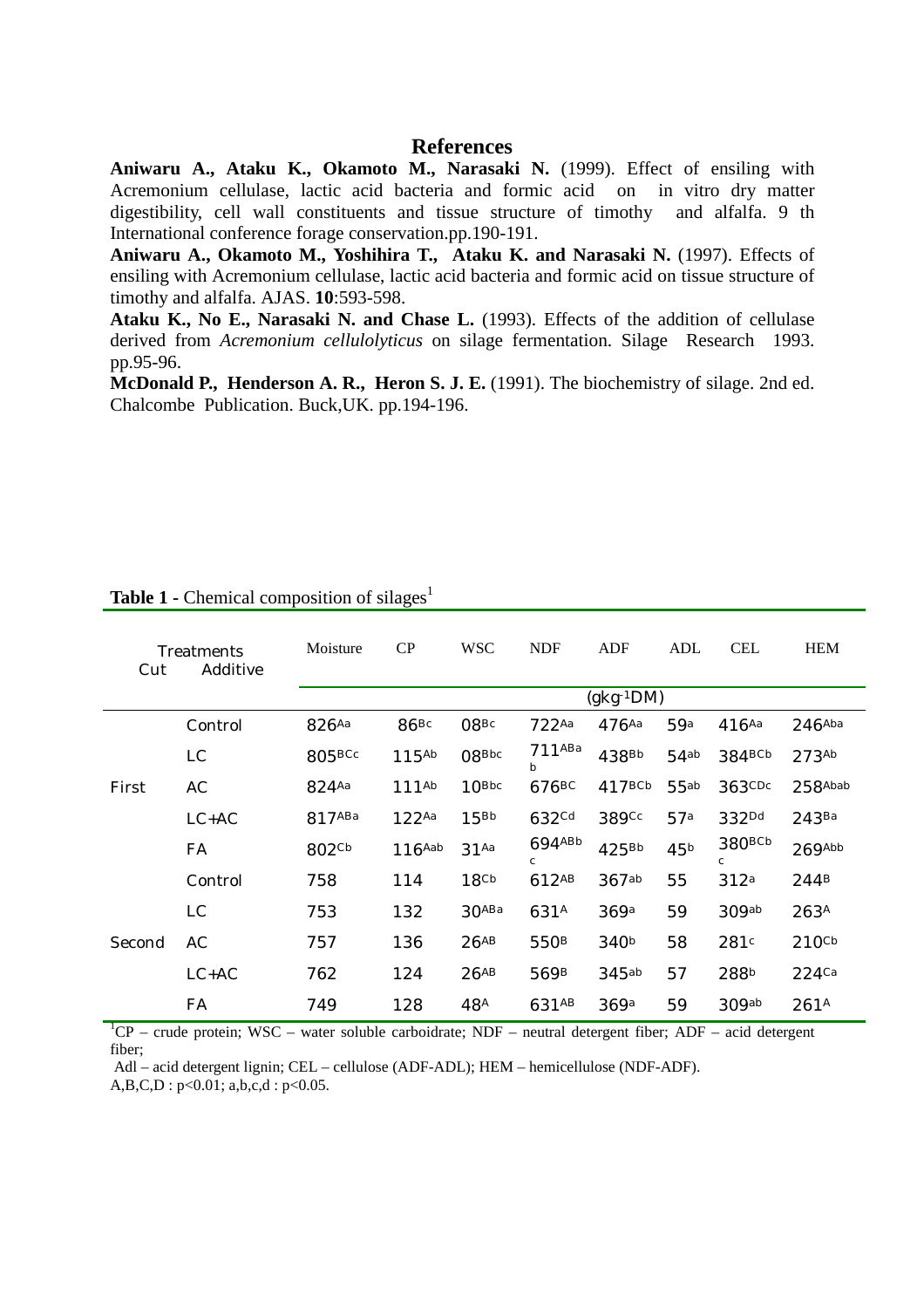## References

**Aniwaru A., Ataku K., Okamoto M., Narasaki N.** (1999). Effect of ensiling with Acremonium cellulase, lactic acid bacteria and formic acid on in vitro dry matter digestibility, cell wall constituents and tissue structure of timothy and alfalfa. 9 th International conference forage conservation.pp.190-191.

**Aniwaru A., Okamoto M., Yoshihira T., Ataku K. and Narasaki N.** (1997). Effects of ensiling with Acremonium cellulase, lactic acid bacteria and formic acid on tissue structure of timothy and alfalfa. AJAS. **10**:593-598.

**Ataku K., No E., Narasaki N. and Chase L.** (1993). Effects of the addition of cellulase derived from *Acremonium cellulolyticus* on silage fermentation. Silage Research 1993. pp.95-96.

**McDonald P., Henderson A. R., Heron S. J. E.** (1991). The biochemistry of silage. 2nd ed. Chalcombe Publication. Buck,UK. pp.194-196.

**Table 1 -** Chemical composition of silages[1]

| Treatments Cut | Additive | Moisture | CP | WSC | NDF | ADF | ADL | CEL | HEM |
|---|---|---|---|---|---|---|---|---|---|
| | | $(gkg^{-1}DM)$ | | | | | | | |
| First | Control | 826Aa | 86Bc | 08Bc | 722Aa | 476Aa | 59a | 416Aa | 246Aba |
| | LC | 805BCc | 115Ab | 08Bbc | 711ABab | 438Bb | 54ab | 384BCb | 273Ab |
| | AC | 824Aa | 111Ab | 10Bbc | 676BC | 417BCb | 55ab | 363CDc | 258Abab |
| | LC+AC | 817ABa | 122Aa | 15Bb | 632Cd | 389Cc | 57a | 332Dd | 243Ba |
| | FA | 802Cb | 116Aab | 31Aa | 694ABbc | 425Bb | 45b | 380BCbc | 269Abb |
| Second | Control | 758 | 114 | 18Cb | 612AB | 367ab | 55 | 312a | 244B |
| | LC | 753 | 132 | 30ABa | 631A | 369a | 59 | 309ab | 263A |
| | AC | 757 | 136 | 26AB | 550B | 340b | 58 | 281c | 210Cb |
| | LC+AC | 762 | 124 | 26AB | 569B | 345ab | 57 | 288b | 224Ca |
| | FA | 749 | 128 | 48A | 631AB | 369a | 59 | 309ab | 261A |

[1]CP – crude protein; WSC – water soluble carboidrate; NDF – neutral detergent fiber; ADF – acid detergent fiber;

Adl – acid detergent lignin; CEL – cellulose (ADF-ADL); HEM – hemicellulose (NDF-ADF).

A,B,C,D : $p<0.01$; a,b,c,d : $p<0.05$.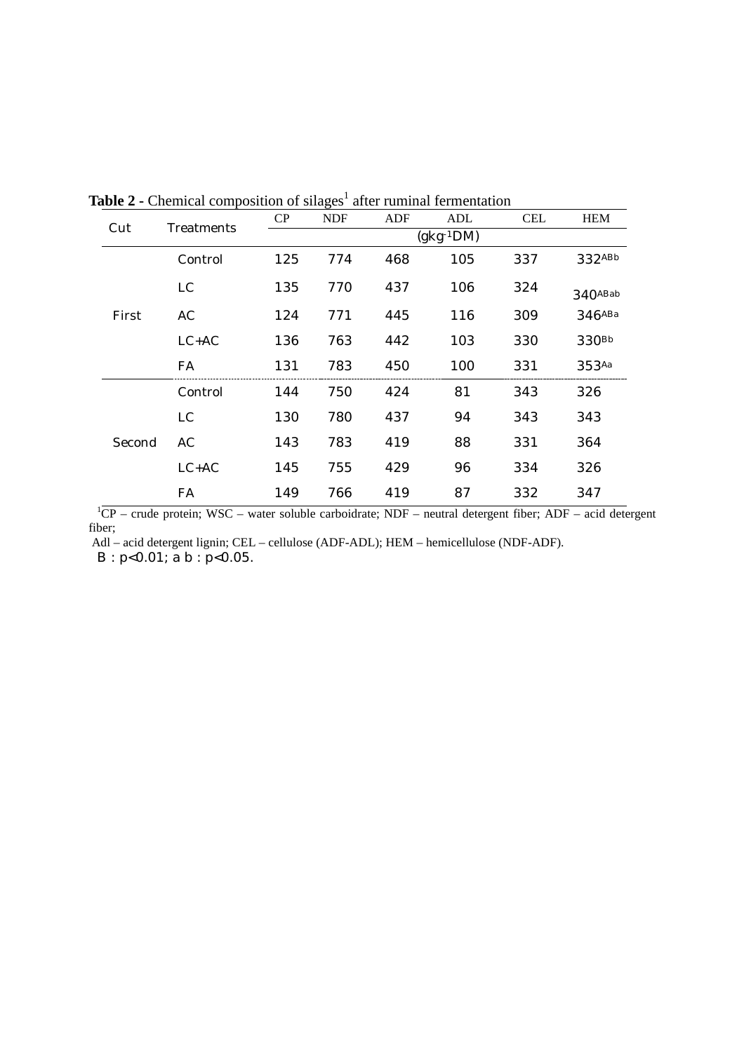**Table 2** - Chemical composition of silages[1] after ruminal fermentation

| Cut | Treatments | CP | NDF | ADF | ADL | CEL | HEM |
|---|---|---|---|---|---|---|---|
| | | (gkg⁻¹DM) | | | | | |
| First | Control | 125 | 774 | 468 | 105 | 337 | 332[ABb] |
| | LC | 135 | 770 | 437 | 106 | 324 | 340[ABab] |
| | AC | 124 | 771 | 445 | 116 | 309 | 346[ABa] |
| | LC+AC | 136 | 763 | 442 | 103 | 330 | 330[Bb] |
| | FA | 131 | 783 | 450 | 100 | 331 | 353[Aa] |
| Second | Control | 144 | 750 | 424 | 81 | 343 | 326 |
| | LC | 130 | 780 | 437 | 94 | 343 | 343 |
| | AC | 143 | 783 | 419 | 88 | 331 | 364 |
| | LC+AC | 145 | 755 | 429 | 96 | 334 | 326 |
| | FA | 149 | 766 | 419 | 87 | 332 | 347 |

[1]CP – crude protein; WSC – water soluble carboidrate; NDF – neutral detergent fiber; ADF – acid detergent fiber;
Adl – acid detergent lignin; CEL – cellulose (ADF-ADL); HEM – hemicellulose (NDF-ADF).
B : $p<0.01$; a b : $p<0.05$.